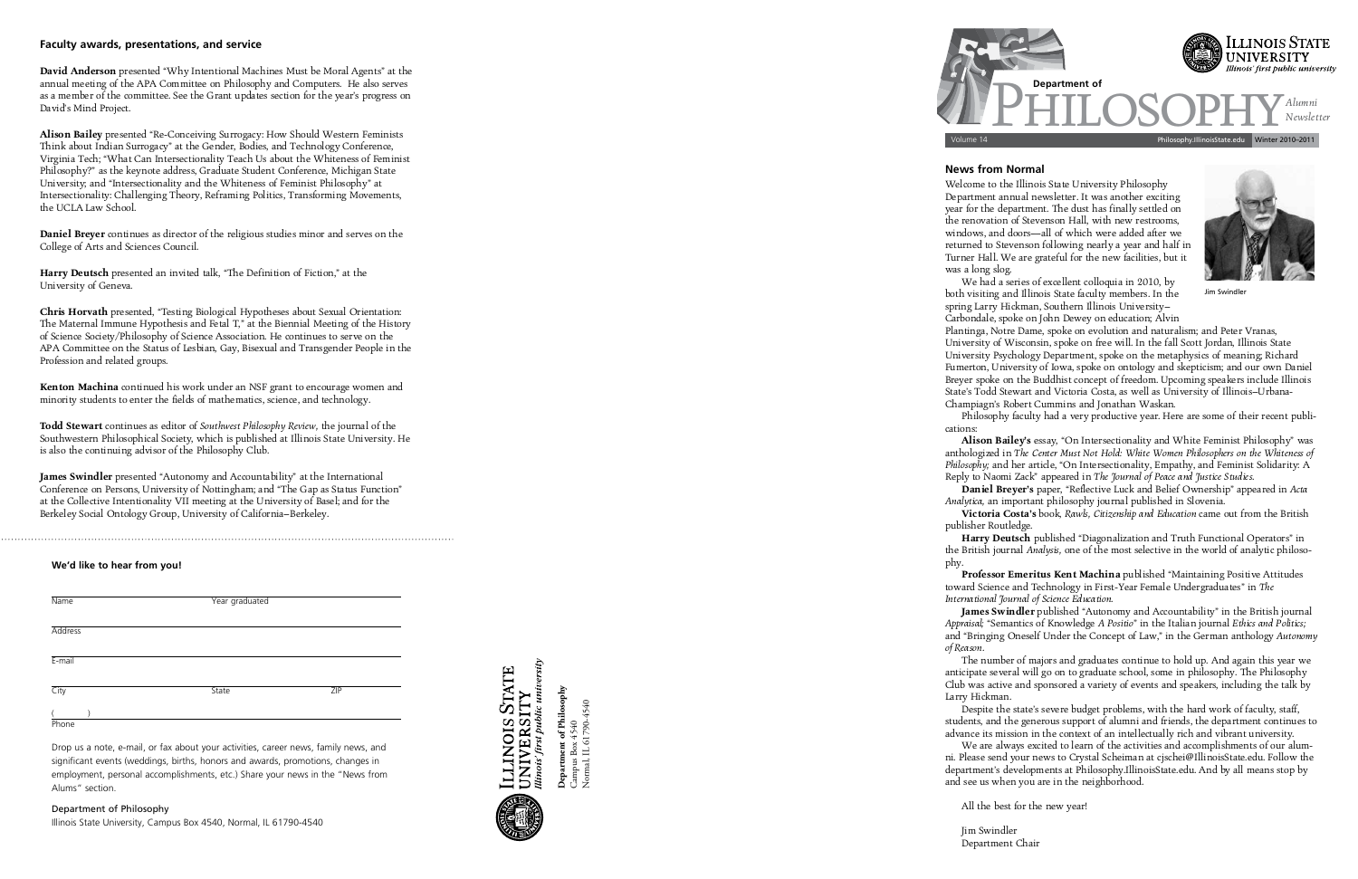## Faculty awards, presentations, and service

**David Anderson** presented "Why Intentional Machines Must be Moral Agents" at the annual meeting of the APA Committee on Philosophy and Computers. He also serves as a member of the committee. See the Grant updates section for the year's progress on David's Mind Project.

**Alison Bailey** presented "Re-Conceiving Surrogacy: How Should Western Feminists Think about Indian Surrogacy" at the Gender, Bodies, and Technology Conference, Virginia Tech; "What Can Intersectionality Teach Us about the Whiteness of Feminist Philosophy?" as the keynote address, Graduate Student Conference, Michigan State University; and "Intersectionality and the Whiteness of Feminist Philosophy" at Intersectionality: Challenging Theory, Reframing Politics, Transforming Movements, the UCLA Law School.

**Daniel Breyer** continues as director of the religious studies minor and serves on the College of Arts and Sciences Council.

**Harry Deutsch** presented an invited talk, "The Definition of Fiction," at the University of Geneva.

**Chris Horvath** presented, "Testing Biological Hypotheses about Sexual Orientation: The Maternal Immune Hypothesis and Fetal T," at the Biennial Meeting of the History of Science Society/Philosophy of Science Association. He continues to serve on the APA Committee on the Status of Lesbian, Gay, Bisexual and Transgender People in the Profession and related groups.

**Kenton Machina** continued his work under an NSF grant to encourage women and minority students to enter the fields of mathematics, science, and technology.

**Todd Stewart** continues as editor of *Southwest Philosophy Review*, the journal of the Southwestern Philosophical Society, which is published at Illinois State University. He is also the continuing advisor of the Philosophy Club.

**James Swindler** presented "Autonomy and Accountability" at the International Conference on Persons, University of Nottingham; and "The Gap as Status Function" at the Collective Intentionality VII meeting at the University of Basel; and for the Berkeley Social Ontology Group, University of California–Berkeley.

---

### We'd like to hear from you!

Name ________________ Year graduated ________________

Address ________________

E-mail ________________

City ________________ State ________________ ZIP ________________

( ) ________________
Phone

Drop us a note, e-mail, or fax about your activities, career news, family news, and significant events (weddings, births, honors and awards, promotions, changes in employment, personal accomplishments, etc.) Share your news in the "News from Alums" section.

Department of Philosophy
Illinois State University, Campus Box 4540, Normal, IL 61790-4540

Illinois State University
*Illinois' first public university*

**Department of Philosophy**
Campus Box 4540
Normal, IL 61790-4540

---

# Department of Philosophy

Illinois State University — *Illinois' first public university*

*Alumni Newsletter*

Volume 14 | Philosophy.IllinoisState.edu | Winter 2010–2011

## News from Normal

Jim Swindler

Welcome to the Illinois State University Philosophy Department annual newsletter. It was another exciting year for the department. The dust has finally settled on the renovation of Stevenson Hall, with new restrooms, windows, and doors—all of which were added after we returned to Stevenson following nearly a year and half in Turner Hall. We are grateful for the new facilities, but it was a long slog.

We had a series of excellent colloquia in 2010, by both visiting and Illinois State faculty members. In the spring Larry Hickman, Southern Illinois University–Carbondale, spoke on John Dewey on education; Alvin Plantinga, Notre Dame, spoke on evolution and naturalism; and Peter Vranas, University of Wisconsin, spoke on free will. In the fall Scott Jordan, Illinois State University Psychology Department, spoke on the metaphysics of meaning; Richard Fumerton, University of Iowa, spoke on ontology and skepticism; and our own Daniel Breyer spoke on the Buddhist concept of freedom. Upcoming speakers include Illinois State's Todd Stewart and Victoria Costa, as well as University of Illinois–Urbana-Champaign's Robert Cummins and Jonathan Waskan.

Philosophy faculty had a very productive year. Here are some of their recent publications:

**Alison Bailey's** essay, "On Intersectionality and White Feminist Philosophy" was anthologized in *The Center Must Not Hold: White Women Philosophers on the Whiteness of Philosophy;* and her article, "On Intersectionality, Empathy, and Feminist Solidarity: A Reply to Naomi Zack" appeared in *The Journal of Peace and Justice Studies*.

**Daniel Breyer's** paper, "Reflective Luck and Belief Ownership" appeared in *Acta Analytica,* an important philosophy journal published in Slovenia.

**Victoria Costa's** book, *Rawls, Citizenship and Education* came out from the British publisher Routledge.

**Harry Deutsch** published "Diagonalization and Truth Functional Operators" in the British journal *Analysis,* one of the most selective in the world of analytic philosophy.

**Professor Emeritus Kent Machina** published "Maintaining Positive Attitudes toward Science and Technology in First-Year Female Undergraduates" in *The International Journal of Science Education*.

**James Swindler** published "Autonomy and Accountability" in the British journal *Appraisal;* "Semantics of Knowledge *A Positio*" in the Italian journal *Ethics and Politics;* and "Bringing Oneself Under the Concept of Law," in the German anthology *Autonomy of Reason*.

The number of majors and graduates continue to hold up. And again this year we anticipate several will go on to graduate school, some in philosophy. The Philosophy Club was active and sponsored a variety of events and speakers, including the talk by Larry Hickman.

Despite the state's severe budget problems, with the hard work of faculty, staff, students, and the generous support of alumni and friends, the department continues to advance its mission in the context of an intellectually rich and vibrant university.

We are always excited to learn of the activities and accomplishments of our alumni. Please send your news to Crystal Scheiman at cjschei@IllinoisState.edu. Follow the department's developments at Philosophy.IllinoisState.edu. And by all means stop by and see us when you are in the neighborhood.

All the best for the new year!

Jim Swindler
Department Chair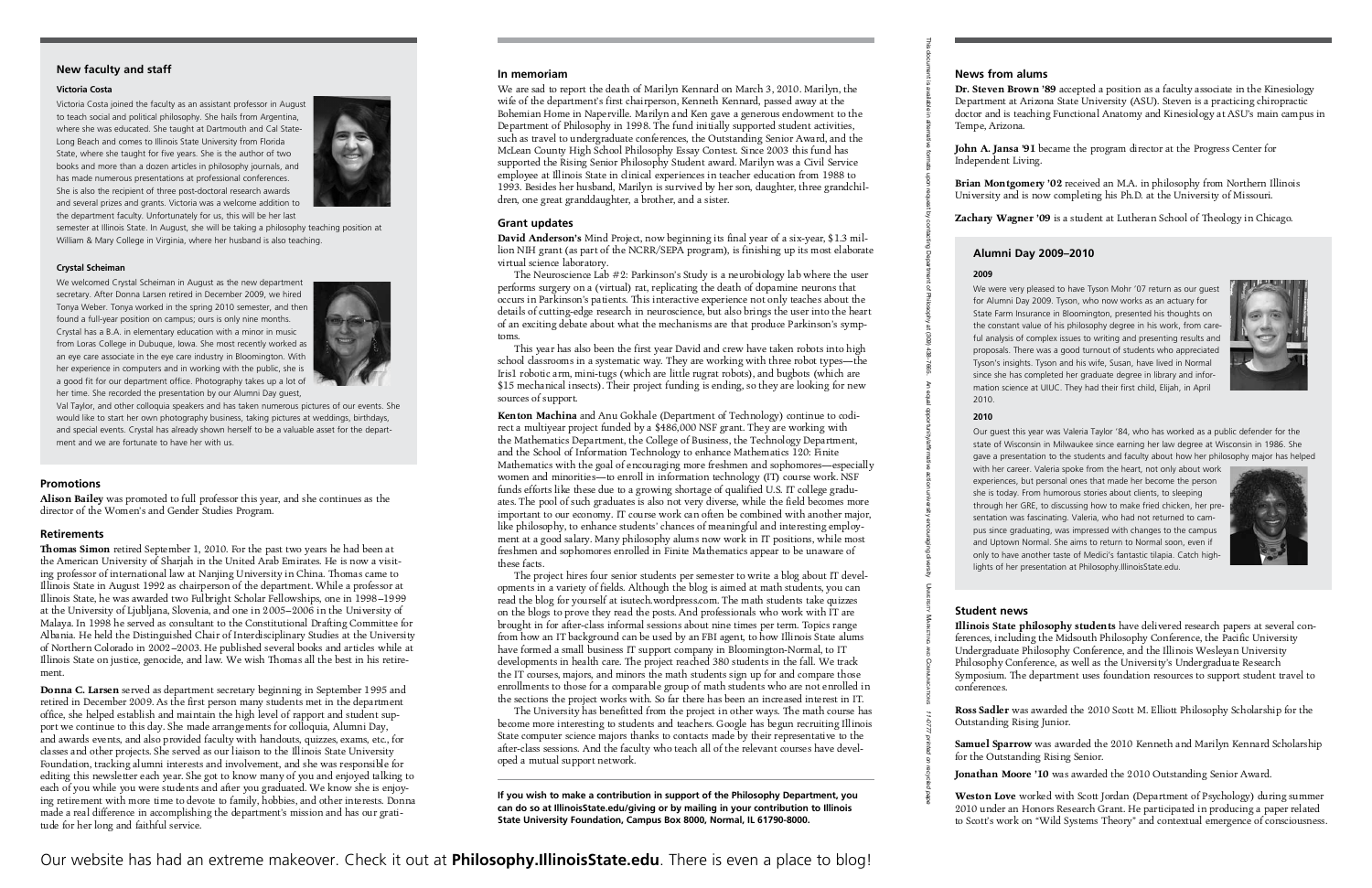## New faculty and staff

### Victoria Costa

Victoria Costa joined the faculty as an assistant professor in August to teach social and political philosophy. She hails from Argentina, where she was educated. She taught at Dartmouth and Cal State-Long Beach and comes to Illinois State University from Florida State, where she taught for five years. She is the author of two books and more than a dozen articles in philosophy journals, and has made numerous presentations at professional conferences. She is also the recipient of three post-doctoral research awards and several prizes and grants. Victoria was a welcome addition to the department faculty. Unfortunately for us, this will be her last semester at Illinois State. In August, she will be taking a philosophy teaching position at William & Mary College in Virginia, where her husband is also teaching.

### Crystal Scheiman

We welcomed Crystal Scheiman in August as the new department secretary. After Donna Larsen retired in December 2009, we hired Tonya Weber. Tonya worked in the spring 2010 semester, and then found a full-year position on campus; ours is only nine months. Crystal has a B.A. in elementary education with a minor in music from Loras College in Dubuque, Iowa. She most recently worked as an eye care associate in the eye care industry in Bloomington. With her experience in computers and in working with the public, she is a good fit for our department office. Photography takes up a lot of her time. She recorded the presentation by our Alumni Day guest, Val Taylor, and other colloquia speakers and has taken numerous pictures of our events. She would like to start her own photography business, taking pictures at weddings, birthdays, and special events. Crystal has already shown herself to be a valuable asset for the department and we are fortunate to have her with us.

## Promotions

**Alison Bailey** was promoted to full professor this year, and she continues as the director of the Women's and Gender Studies Program.

## Retirements

**Thomas Simon** retired September 1, 2010. For the past two years he had been at the American University of Sharjah in the United Arab Emirates. He is now a visiting professor of international law at Nanjing University in China. Thomas came to Illinois State in August 1992 as chairperson of the department. While a professor at Illinois State, he was awarded two Fulbright Scholar Fellowships, one in 1998–1999 at the University of Ljubljana, Slovenia, and one in 2005–2006 in the University of Malaya. In 1998 he served as consultant to the Constitutional Drafting Committee for Albania. He held the Distinguished Chair of Interdisciplinary Studies at the University of Northern Colorado in 2002–2003. He published several books and articles while at Illinois State on justice, genocide, and law. We wish Thomas all the best in his retirement.

**Donna C. Larsen** served as department secretary beginning in September 1995 and retired in December 2009. As the first person many students met in the department office, she helped establish and maintain the high level of rapport and student support we continue to this day. She made arrangements for colloquia, Alumni Day, and awards events, and also provided faculty with handouts, quizzes, exams, etc., for classes and other projects. She served as our liaison to the Illinois State University Foundation, tracking alumni interests and involvement, and she was responsible for editing this newsletter each year. She got to know many of you and enjoyed talking to each of you while you were students and after you graduated. We know she is enjoying retirement with more time to devote to family, hobbies, and other interests. Donna made a real difference in accomplishing the department's mission and has our gratitude for her long and faithful service.

## In memoriam

We are sad to report the death of Marilyn Kennard on March 3, 2010. Marilyn, the wife of the department's first chairperson, Kenneth Kennard, passed away at the Bohemian Home in Naperville. Marilyn and Ken gave a generous endowment to the Department of Philosophy in 1998. The fund initially supported student activities, such as travel to undergraduate conferences, the Outstanding Senior Award, and the McLean County High School Philosophy Essay Contest. Since 2003 this fund has supported the Rising Senior Philosophy Student award. Marilyn was a Civil Service employee at Illinois State in clinical experiences in teacher education from 1988 to 1993. Besides her husband, Marilyn is survived by her son, daughter, three grandchildren, one great granddaughter, a brother, and a sister.

## Grant updates

**David Anderson's** Mind Project, now beginning its final year of a six-year, $1.3 million NIH grant (as part of the NCRR/SEPA program), is finishing up its most elaborate virtual science laboratory.

The Neuroscience Lab #2: Parkinson's Study is a neurobiology lab where the user performs surgery on a (virtual) rat, replicating the death of dopamine neurons that occurs in Parkinson's patients. This interactive experience not only teaches about the details of cutting-edge research in neuroscience, but also brings the user into the heart of an exciting debate about what the mechanisms are that produce Parkinson's symptoms.

This year has also been the first year David and crew have taken robots into high school classrooms in a systematic way. They are working with three robot types—the Iris1 robotic arm, mini-tugs (which are little rugrat robots), and bugbots (which are $15 mechanical insects). Their project funding is ending, so they are looking for new sources of support.

**Kenton Machina** and Anu Gokhale (Department of Technology) continue to codirect a multiyear project funded by a $486,000 NSF grant. They are working with the Mathematics Department, the College of Business, the Technology Department, and the School of Information Technology to enhance Mathematics 120: Finite Mathematics with the goal of encouraging more freshmen and sophomores—especially women and minorities—to enroll in information technology (IT) course work. NSF funds efforts like these due to a growing shortage of qualified U.S. IT college graduates. The pool of such graduates is also not very diverse, while the field becomes more important to our economy. IT course work can often be combined with another major, like philosophy, to enhance students' chances of meaningful and interesting employment at a good salary. Many philosophy alums now work in IT positions, while most freshmen and sophomores enrolled in Finite Mathematics appear to be unaware of these facts.

The project hires four senior students per semester to write a blog about IT developments in a variety of fields. Although the blog is aimed at math students, you can read the blog for yourself at isutech.wordpress.com. The math students take quizzes on the blogs to prove they read the posts. And professionals who work with IT are brought in for after-class informal sessions about nine times per term. Topics range from how an IT background can be used by an FBI agent, to how Illinois State alums have formed a small business IT support company in Bloomington-Normal, to IT developments in health care. The project reached 380 students in the fall. We track the IT courses, majors, and minors the math students sign up for and compare those enrollments to those for a comparable group of math students who are not enrolled in the sections the project works with. So far there has been an increased interest in IT.

The University has benefitted from the project in other ways. The math course has become more interesting to students and teachers. Google has begun recruiting Illinois State computer science majors thanks to contacts made by their representative to the after-class sessions. And the faculty who teach all of the relevant courses have developed a mutual support network.

**If you wish to make a contribution in support of the Philosophy Department, you can do so at IllinoisState.edu/giving or by mailing in your contribution to Illinois State University Foundation, Campus Box 8000, Normal, IL 61790-8000.**

## News from alums

**Dr. Steven Brown '89** accepted a position as a faculty associate in the Kinesiology Department at Arizona State University (ASU). Steven is a practicing chiropractic doctor and is teaching Functional Anatomy and Kinesiology at ASU's main campus in Tempe, Arizona.

**John A. Jansa '91** became the program director at the Progress Center for Independent Living.

**Brian Montgomery '02** received an M.A. in philosophy from Northern Illinois University and is now completing his Ph.D. at the University of Missouri.

**Zachary Wagner '09** is a student at Lutheran School of Theology in Chicago.

## Alumni Day 2009–2010

### 2009

We were very pleased to have Tyson Mohr '07 return as our guest for Alumni Day 2009. Tyson, who now works as an actuary for State Farm Insurance in Bloomington, presented his thoughts on the constant value of his philosophy degree in his work, from careful analysis of complex issues to writing and presenting results and proposals. There was a good turnout of students who appreciated Tyson's insights. Tyson and his wife, Susan, have lived in Normal since she has completed her graduate degree in library and information science at UIUC. They had their first child, Elijah, in April 2010.

### 2010

Our guest this year was Valeria Taylor '84, who has worked as a public defender for the state of Wisconsin in Milwaukee since earning her law degree at Wisconsin in 1986. She gave a presentation to the students and faculty about how her philosophy major has helped with her career. Valeria spoke from the heart, not only about work experiences, but personal ones that made her become the person she is today. From humorous stories about clients, to sleeping through her GRE, to discussing how to make fried chicken, her presentation was fascinating. Valeria, who had not returned to campus since graduating, was impressed with changes to the campus and Uptown Normal. She aims to return to Normal soon, even if only to have another taste of Medici's fantastic tilapia. Catch highlights of her presentation at Philosophy.IllinoisState.edu.

## Student news

**Illinois State philosophy students** have delivered research papers at several conferences, including the Midsouth Philosophy Conference, the Pacific University Undergraduate Philosophy Conference, and the Illinois Wesleyan University Philosophy Conference, as well as the University's Undergraduate Research Symposium. The department uses foundation resources to support student travel to conferences.

**Ross Sadler** was awarded the 2010 Scott M. Elliott Philosophy Scholarship for the Outstanding Rising Junior.

**Samuel Sparrow** was awarded the 2010 Kenneth and Marilyn Kennard Scholarship for the Outstanding Rising Senior.

**Jonathan Moore '10** was awarded the 2010 Outstanding Senior Award.

**Weston Love** worked with Scott Jordan (Department of Psychology) during summer 2010 under an Honors Research Grant. He participated in producing a paper related to Scott's work on "Wild Systems Theory" and contextual emergence of consciousness.

This document is available in alternative formats upon request by contacting Department of Philosophy at (309) 438-7665. An equal opportunity/affirmative action university encouraging diversity. University Marketing and Communications 11-0777 printed on recycled paper

Our website has had an extreme makeover. Check it out at **Philosophy.IllinoisState.edu**. There is even a place to blog!